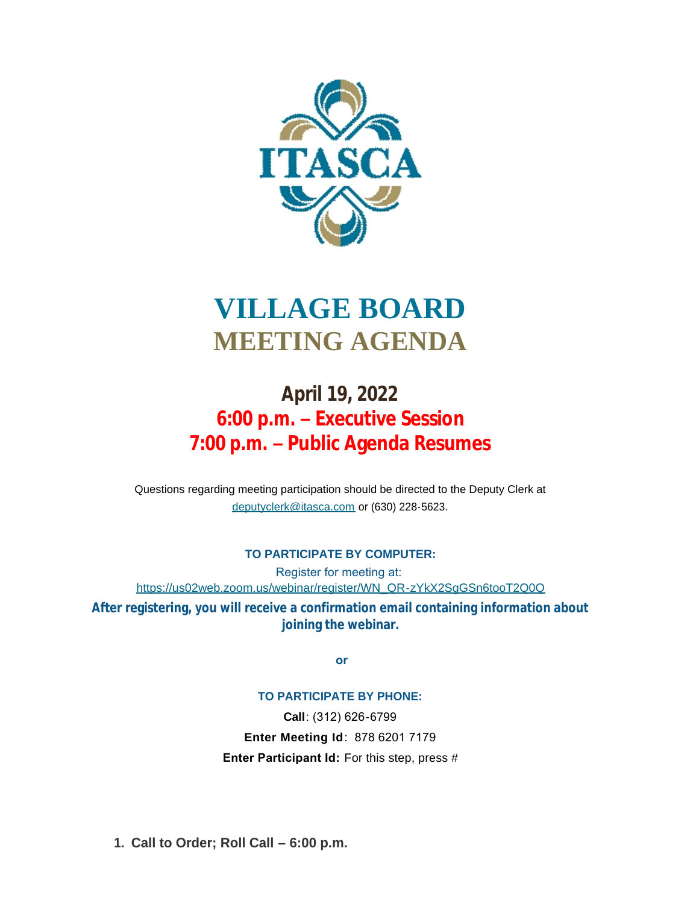ITASCA

# VILLAGE BOARD
# MEETING AGENDA

## April 19, 2022
## 6:00 p.m. – Executive Session
## 7:00 p.m. – Public Agenda Resumes

Questions regarding meeting participation should be directed to the Deputy Clerk at deputyclerk@itasca.com or (630) 228-5623.

**TO PARTICIPATE BY COMPUTER:**

Register for meeting at:
https://us02web.zoom.us/webinar/register/WN_QR-zYkX2SgGSn6tooT2Q0Q

**After registering, you will receive a confirmation email containing information about joining the webinar.**

**or**

**TO PARTICIPATE BY PHONE:**

**Call**: (312) 626-6799

**Enter Meeting Id**: 878 6201 7179

**Enter Participant Id:** For this step, press #

1. **Call to Order; Roll Call – 6:00 p.m.**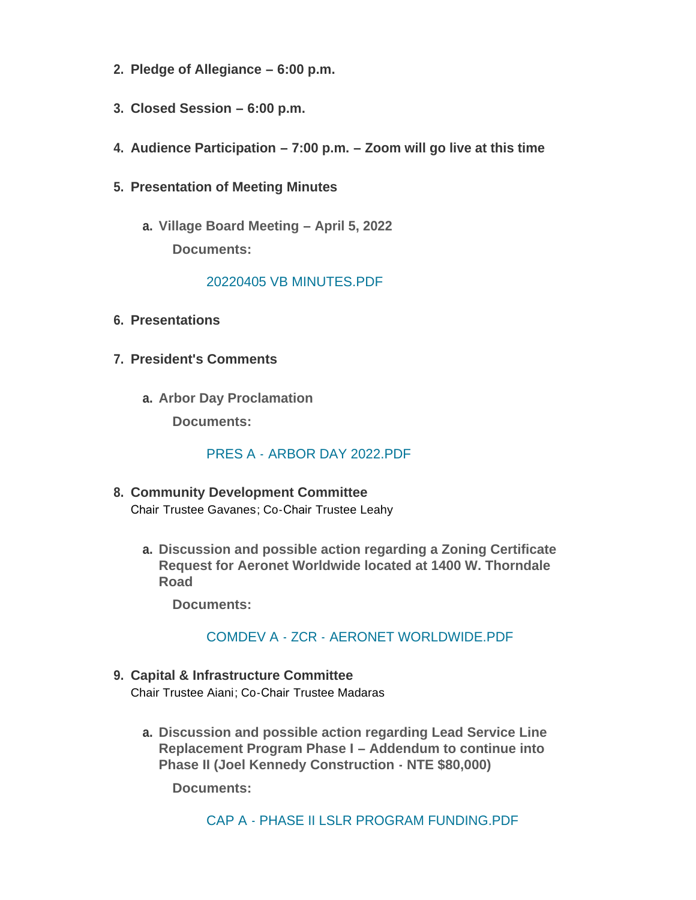2. **Pledge of Allegiance – 6:00 p.m.**

3. **Closed Session – 6:00 p.m.**

4. **Audience Participation – 7:00 p.m. – Zoom will go live at this time**

5. **Presentation of Meeting Minutes**

   a. **Village Board Meeting – April 5, 2022**

      **Documents:**

      20220405 VB MINUTES.PDF

6. **Presentations**

7. **President's Comments**

   a. **Arbor Day Proclamation**

      **Documents:**

      PRES A - ARBOR DAY 2022.PDF

8. **Community Development Committee**
   Chair Trustee Gavanes; Co-Chair Trustee Leahy

   a. **Discussion and possible action regarding a Zoning Certificate Request for Aeronet Worldwide located at 1400 W. Thorndale Road**

      **Documents:**

      COMDEV A - ZCR - AERONET WORLDWIDE.PDF

9. **Capital & Infrastructure Committee**
   Chair Trustee Aiani; Co-Chair Trustee Madaras

   a. **Discussion and possible action regarding Lead Service Line Replacement Program Phase I – Addendum to continue into Phase II (Joel Kennedy Construction - NTE $80,000)**

      **Documents:**

      CAP A - PHASE II LSLR PROGRAM FUNDING.PDF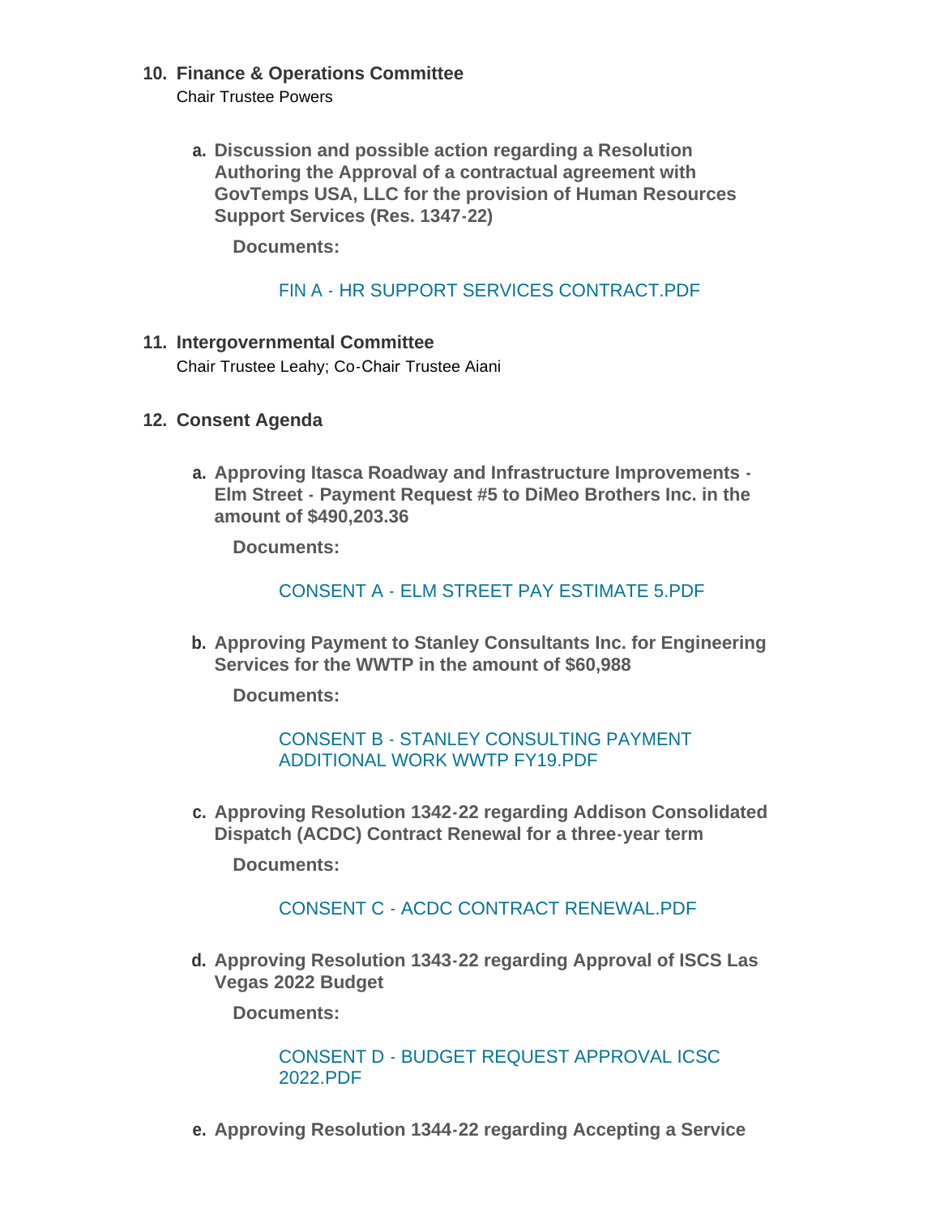10. **Finance & Operations Committee**
    Chair Trustee Powers

    a. **Discussion and possible action regarding a Resolution Authoring the Approval of a contractual agreement with GovTemps USA, LLC for the provision of Human Resources Support Services (Res. 1347-22)**

       **Documents:**

       FIN A - HR SUPPORT SERVICES CONTRACT.PDF

11. **Intergovernmental Committee**
    Chair Trustee Leahy; Co-Chair Trustee Aiani

12. **Consent Agenda**

    a. **Approving Itasca Roadway and Infrastructure Improvements - Elm Street - Payment Request #5 to DiMeo Brothers Inc. in the amount of $490,203.36**

       **Documents:**

       CONSENT A - ELM STREET PAY ESTIMATE 5.PDF

    b. **Approving Payment to Stanley Consultants Inc. for Engineering Services for the WWTP in the amount of $60,988**

       **Documents:**

       CONSENT B - STANLEY CONSULTING PAYMENT ADDITIONAL WORK WWTP FY19.PDF

    c. **Approving Resolution 1342-22 regarding Addison Consolidated Dispatch (ACDC) Contract Renewal for a three-year term**

       **Documents:**

       CONSENT C - ACDC CONTRACT RENEWAL.PDF

    d. **Approving Resolution 1343-22 regarding Approval of ISCS Las Vegas 2022 Budget**

       **Documents:**

       CONSENT D - BUDGET REQUEST APPROVAL ICSC 2022.PDF

    e. **Approving Resolution 1344-22 regarding Accepting a Service**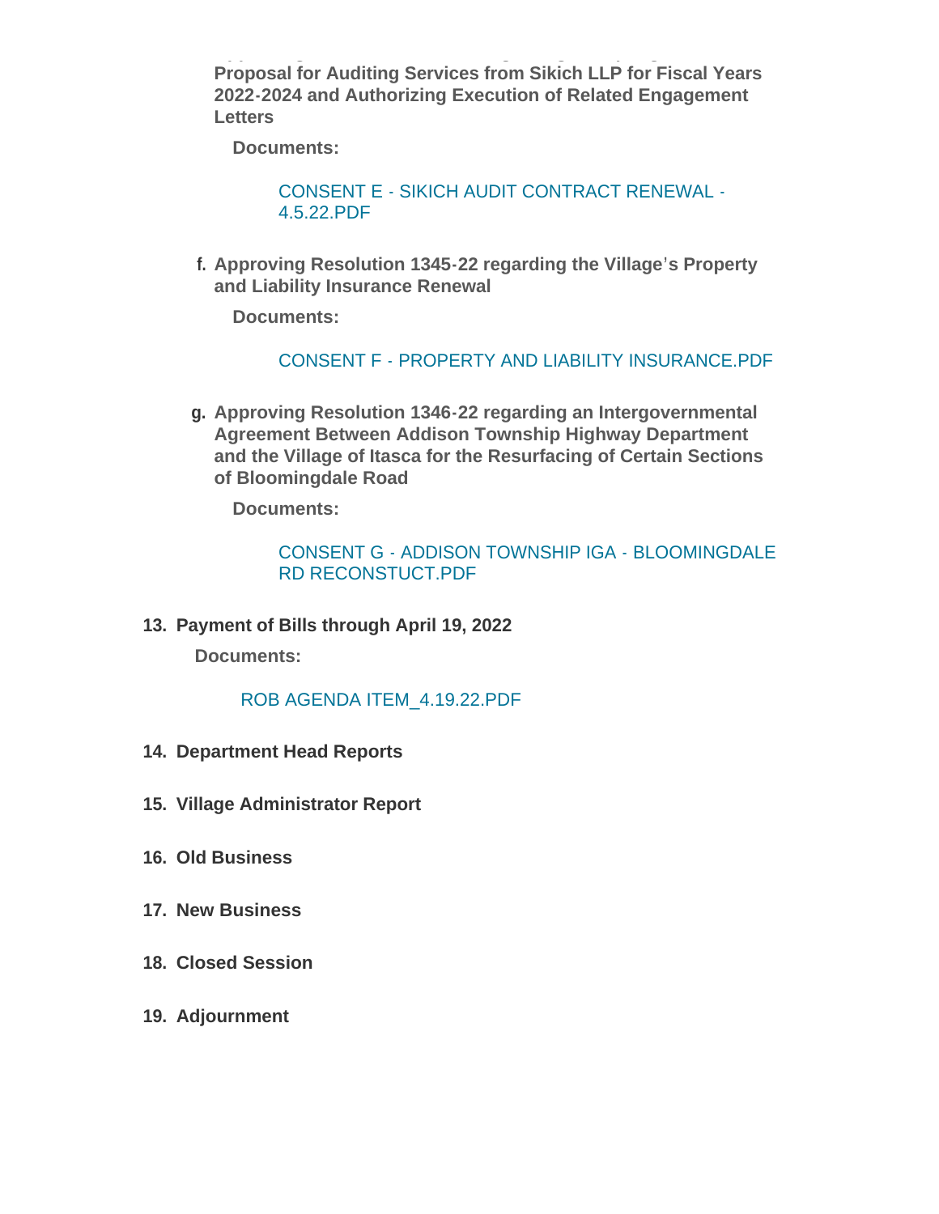Proposal for Auditing Services from Sikich LLP for Fiscal Years 2022-2024 and Authorizing Execution of Related Engagement Letters

Documents:

CONSENT E - SIKICH AUDIT CONTRACT RENEWAL - 4.5.22.PDF

f. **Approving Resolution 1345-22 regarding the Village's Property and Liability Insurance Renewal**

Documents:

CONSENT F - PROPERTY AND LIABILITY INSURANCE.PDF

g. **Approving Resolution 1346-22 regarding an Intergovernmental Agreement Between Addison Township Highway Department and the Village of Itasca for the Resurfacing of Certain Sections of Bloomingdale Road**

Documents:

CONSENT G - ADDISON TOWNSHIP IGA - BLOOMINGDALE RD RECONSTUCT.PDF

13. **Payment of Bills through April 19, 2022**

Documents:

ROB AGENDA ITEM_4.19.22.PDF

14. **Department Head Reports**

15. **Village Administrator Report**

16. **Old Business**

17. **New Business**

18. **Closed Session**

19. **Adjournment**